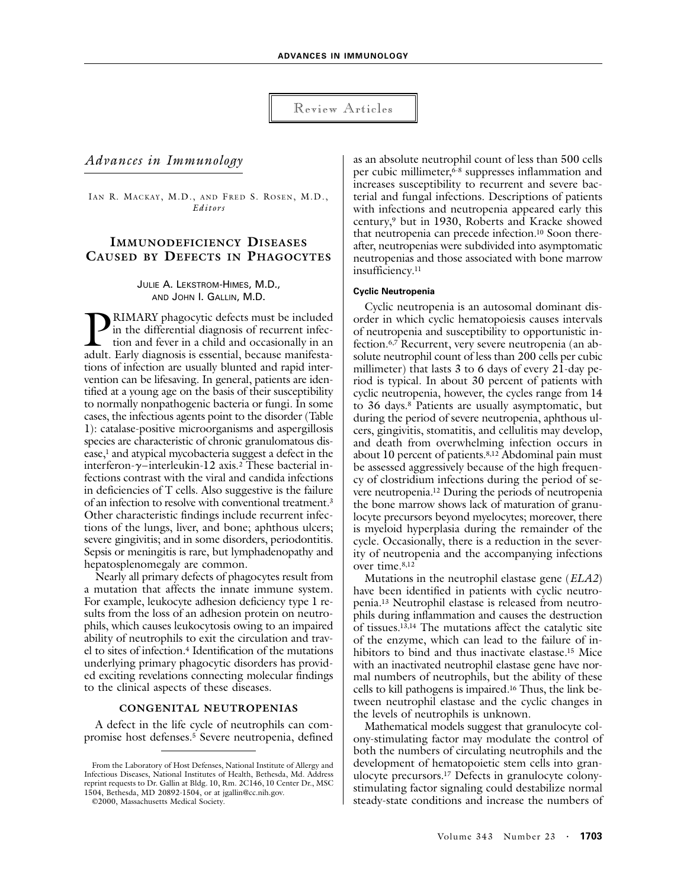Review Articles

*Advances in Immunology*

IAN R. MACKAY, M.D., AND FRED S. ROSEN, M.D., *Editors*

# IMMUNODEFICIENCY DISEASES CAUSED BY DEFECTS IN PHAGOCYTES

JULIE A. LEKSTROM-HIMES, M.D., AND JOHN I. GALLIN, M.D.

PRIMARY phagocytic defects must be included in the differential diagnosis of recurrent infection and fever in a child and occasionally in an adult. Early diagnosis is essential, because manifestations of infection are usually blunted and rapid intervention can be lifesaving. In general, patients are identified at a young age on the basis of their susceptibility to normally nonpathogenic bacteria or fungi. In some cases, the infectious agents point to the disorder (Table 1): catalase-positive microorganisms and aspergillosis species are characteristic of chronic granulomatous disease,[1] and atypical mycobacteria suggest a defect in the interferon-$\gamma$–interleukin-12 axis.[2] These bacterial infections contrast with the viral and candida infections in deficiencies of T cells. Also suggestive is the failure of an infection to resolve with conventional treatment.[3] Other characteristic findings include recurrent infections of the lungs, liver, and bone; aphthous ulcers; severe gingivitis; and in some disorders, periodontitis. Sepsis or meningitis is rare, but lymphadenopathy and hepatosplenomegaly are common.

Nearly all primary defects of phagocytes result from a mutation that affects the innate immune system. For example, leukocyte adhesion deficiency type 1 results from the loss of an adhesion protein on neutrophils, which causes leukocytosis owing to an impaired ability of neutrophils to exit the circulation and travel to sites of infection.[4] Identification of the mutations underlying primary phagocytic disorders has provided exciting revelations connecting molecular findings to the clinical aspects of these diseases.

## CONGENITAL NEUTROPENIAS

A defect in the life cycle of neutrophils can compromise host defenses.[5] Severe neutropenia, defined as an absolute neutrophil count of less than 500 cells per cubic millimeter,[6-8] suppresses inflammation and increases susceptibility to recurrent and severe bacterial and fungal infections. Descriptions of patients with infections and neutropenia appeared early this century,[9] but in 1930, Roberts and Kracke showed that neutropenia can precede infection.[10] Soon thereafter, neutropenias were subdivided into asymptomatic neutropenias and those associated with bone marrow insufficiency.[11]

### Cyclic Neutropenia

Cyclic neutropenia is an autosomal dominant disorder in which cyclic hematopoiesis causes intervals of neutropenia and susceptibility to opportunistic infection.[6,7] Recurrent, very severe neutropenia (an absolute neutrophil count of less than 200 cells per cubic millimeter) that lasts 3 to 6 days of every 21-day period is typical. In about 30 percent of patients with cyclic neutropenia, however, the cycles range from 14 to 36 days.[8] Patients are usually asymptomatic, but during the period of severe neutropenia, aphthous ulcers, gingivitis, stomatitis, and cellulitis may develop, and death from overwhelming infection occurs in about 10 percent of patients.[8,12] Abdominal pain must be assessed aggressively because of the high frequency of clostridium infections during the period of severe neutropenia.[12] During the periods of neutropenia the bone marrow shows lack of maturation of granulocyte precursors beyond myelocytes; moreover, there is myeloid hyperplasia during the remainder of the cycle. Occasionally, there is a reduction in the severity of neutropenia and the accompanying infections over time.[8,12]

Mutations in the neutrophil elastase gene (*ELA2*) have been identified in patients with cyclic neutropenia.[13] Neutrophil elastase is released from neutrophils during inflammation and causes the destruction of tissues.[13,14] The mutations affect the catalytic site of the enzyme, which can lead to the failure of inhibitors to bind and thus inactivate elastase.[15] Mice with an inactivated neutrophil elastase gene have normal numbers of neutrophils, but the ability of these cells to kill pathogens is impaired.[16] Thus, the link between neutrophil elastase and the cyclic changes in the levels of neutrophils is unknown.

Mathematical models suggest that granulocyte colony-stimulating factor may modulate the control of both the numbers of circulating neutrophils and the development of hematopoietic stem cells into granulocyte precursors.[17] Defects in granulocyte colony-stimulating factor signaling could destabilize normal steady-state conditions and increase the numbers of

From the Laboratory of Host Defenses, National Institute of Allergy and Infectious Diseases, National Institutes of Health, Bethesda, Md. Address reprint requests to Dr. Gallin at Bldg. 10, Rm. 2C146, 10 Center Dr., MSC 1504, Bethesda, MD 20892-1504, or at jgallin@cc.nih.gov.

©2000, Massachusetts Medical Society.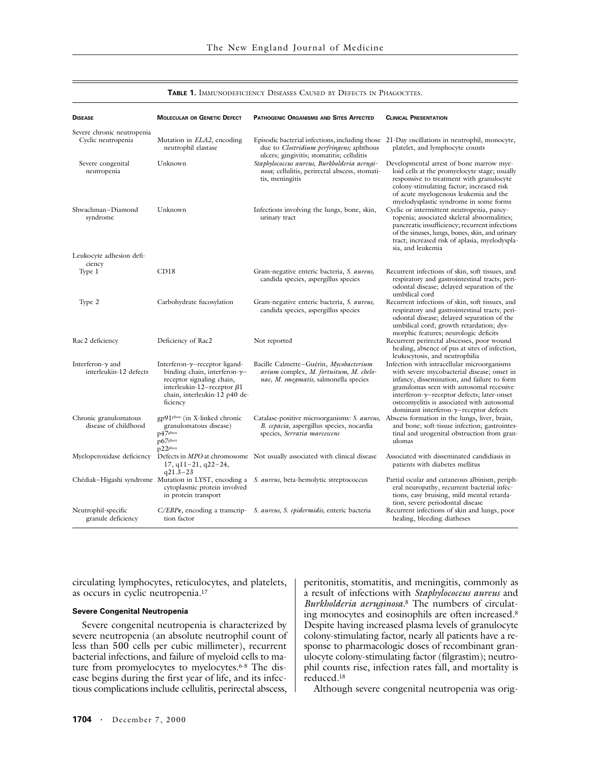**TABLE 1.** IMMUNODEFICIENCY DISEASES CAUSED BY DEFECTS IN PHAGOCYTES.

| DISEASE | MOLECULAR OR GENETIC DEFECT | PATHOGENIC ORGANISMS AND SITES AFFECTED | CLINICAL PRESENTATION |
|---|---|---|---|
| Severe chronic neutropenia | | | |
| Cyclic neutropenia | Mutation in *ELA2,* encoding neutrophil elastase | Episodic bacterial infections, including those due to *Clostridium perfringens;* aphthous ulcers; gingivitis; stomatitis; cellulitis | 21-Day oscillations in neutrophil, monocyte, platelet, and lymphocyte counts |
| Severe congenital neutropenia | Unknown | *Staphylococcus aureus, Burkholderia aeruginosa;* cellulitis, perirectal abscess, stomatitis, meningitis | Developmental arrest of bone marrow myeloid cells at the promyelocyte stage; usually responsive to treatment with granulocyte colony-stimulating factor; increased risk of acute myelogenous leukemia and the myelodysplastic syndrome in some forms |
| Shwachman–Diamond syndrome | Unknown | Infections involving the lungs, bone, skin, urinary tract | Cyclic or intermittent neutropenia, pancytopenia; associated skeletal abnormalities; pancreatic insufficiency; recurrent infections of the sinuses, lungs, bones, skin, and urinary tract; increased risk of aplasia, myelodysplasia, and leukemia |
| Leukocyte adhesion deficiency | | | |
| Type 1 | CD18 | Gram-negative enteric bacteria, *S. aureus,* candida species, aspergillus species | Recurrent infections of skin, soft tissues, and respiratory and gastrointestinal tracts; periodontal disease; delayed separation of the umbilical cord |
| Type 2 | Carbohydrate fucosylation | Gram-negative enteric bacteria, *S. aureus,* candida species, aspergillus species | Recurrent infections of skin, soft tissues, and respiratory and gastrointestinal tracts; periodontal disease; delayed separation of the umbilical cord; growth retardation; dysmorphic features; neurologic deficits |
| Rac2 deficiency | Deficiency of Rac2 | Not reported | Recurrent perirectal abscesses, poor wound healing, absence of pus at sites of infection, leukocytosis, and neutrophilia |
| Interferon-γ and interleukin-12 defects | Interferon-γ–receptor ligand-binding chain, interferon-γ–receptor signaling chain, interleukin-12–receptor β1 chain, interleukin-12 p40 deficiency | Bacille Calmette–Guérin, *Mycobacterium avium* complex, *M. fortuitum, M. chelonae, M. smegmatis,* salmonella species | Infection with intracellular microorganisms with severe mycobacterial disease; onset in infancy, dissemination, and failure to form granulomas seen with autosomal recessive interferon-γ–receptor defects; later-onset osteomyelitis is associated with autosomal dominant interferon-γ–receptor defects |
| Chronic granulomatous disease of childhood | gp91phox (in X-linked chronic granulomatous disease) p47phox p67phox p22phox | Catalase-positive microorganisms: *S. aureus, B. cepacia,* aspergillus species, nocardia species, *Serratia marcescens* | Abscess formation in the lungs, liver, brain, and bone; soft-tissue infection; gastrointestinal and urogenital obstruction from granulomas |
| Myeloperoxidase deficiency | Defects in *MPO* at chromosome 17, q11–21, q22–24, q21.3–23 | Not usually associated with clinical disease | Associated with disseminated candidiasis in patients with diabetes mellitus |
| Chédiak–Higashi syndrome | Mutation in LYST, encoding a cytoplasmic protein involved in protein transport | *S. aureus,* beta-hemolytic streptococcus | Partial ocular and cutaneous albinism, peripheral neuropathy, recurrent bacterial infections, easy bruising, mild mental retardation, severe periodontal disease |
| Neutrophil-specific granule deficiency | *C/EBPε,* encoding a transcription factor | *S. aureus, S. epidermidis,* enteric bacteria | Recurrent infections of skin and lungs, poor healing, bleeding diatheses |

circulating lymphocytes, reticulocytes, and platelets, as occurs in cyclic neutropenia.[17]

### Severe Congenital Neutropenia

Severe congenital neutropenia is characterized by severe neutropenia (an absolute neutrophil count of less than 500 cells per cubic millimeter), recurrent bacterial infections, and failure of myeloid cells to mature from promyelocytes to myelocytes.[6-8] The disease begins during the first year of life, and its infectious complications include cellulitis, perirectal abscess, peritonitis, stomatitis, and meningitis, commonly as a result of infections with *Staphylococcus aureus* and *Burkholderia aeruginosa.*[8] The numbers of circulating monocytes and eosinophils are often increased.[8] Despite having increased plasma levels of granulocyte colony-stimulating factor, nearly all patients have a response to pharmacologic doses of recombinant granulocyte colony-stimulating factor (filgrastim); neutrophil counts rise, infection rates fall, and mortality is reduced.[18]

Although severe congenital neutropenia was orig-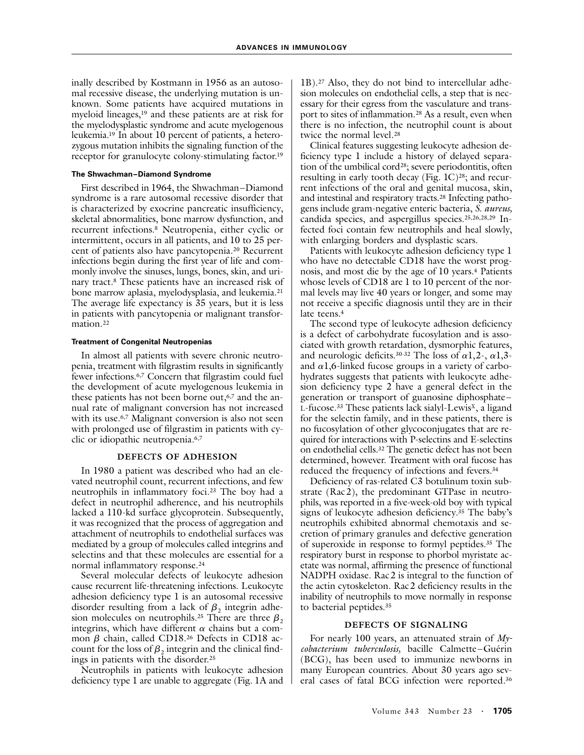inally described by Kostmann in 1956 as an autosomal recessive disease, the underlying mutation is unknown. Some patients have acquired mutations in myeloid lineages,[19] and these patients are at risk for the myelodysplastic syndrome and acute myelogenous leukemia.[19] In about 10 percent of patients, a heterozygous mutation inhibits the signaling function of the receptor for granulocyte colony-stimulating factor.[19]

#### The Shwachman–Diamond Syndrome

First described in 1964, the Shwachman–Diamond syndrome is a rare autosomal recessive disorder that is characterized by exocrine pancreatic insufficiency, skeletal abnormalities, bone marrow dysfunction, and recurrent infections.[8] Neutropenia, either cyclic or intermittent, occurs in all patients, and 10 to 25 percent of patients also have pancytopenia.[20] Recurrent infections begin during the first year of life and commonly involve the sinuses, lungs, bones, skin, and urinary tract.[8] These patients have an increased risk of bone marrow aplasia, myelodysplasia, and leukemia.[21] The average life expectancy is 35 years, but it is less in patients with pancytopenia or malignant transformation.[22]

#### Treatment of Congenital Neutropenias

In almost all patients with severe chronic neutropenia, treatment with filgrastim results in significantly fewer infections.[6,7] Concern that filgrastim could fuel the development of acute myelogenous leukemia in these patients has not been borne out,[6,7] and the annual rate of malignant conversion has not increased with its use.[6,7] Malignant conversion is also not seen with prolonged use of filgrastim in patients with cyclic or idiopathic neutropenia.[6,7]

## DEFECTS OF ADHESION

In 1980 a patient was described who had an elevated neutrophil count, recurrent infections, and few neutrophils in inflammatory foci.[23] The boy had a defect in neutrophil adherence, and his neutrophils lacked a 110-kd surface glycoprotein. Subsequently, it was recognized that the process of aggregation and attachment of neutrophils to endothelial surfaces was mediated by a group of molecules called integrins and selectins and that these molecules are essential for a normal inflammatory response.[24]

Several molecular defects of leukocyte adhesion cause recurrent life-threatening infections. Leukocyte adhesion deficiency type 1 is an autosomal recessive disorder resulting from a lack of $\beta_2$ integrin adhesion molecules on neutrophils.[25] There are three $\beta_2$ integrins, which have different $\alpha$ chains but a common $\beta$ chain, called CD18.[26] Defects in CD18 account for the loss of $\beta_2$ integrin and the clinical findings in patients with the disorder.[25]

Neutrophils in patients with leukocyte adhesion deficiency type 1 are unable to aggregate (Fig. 1A and 1B).[27] Also, they do not bind to intercellular adhesion molecules on endothelial cells, a step that is necessary for their egress from the vasculature and transport to sites of inflammation.[28] As a result, even when there is no infection, the neutrophil count is about twice the normal level.[28]

Clinical features suggesting leukocyte adhesion deficiency type 1 include a history of delayed separation of the umbilical cord[28]; severe periodontitis, often resulting in early tooth decay (Fig. 1C)[28]; and recurrent infections of the oral and genital mucosa, skin, and intestinal and respiratory tracts.[28] Infecting pathogens include gram-negative enteric bacteria, *S. aureus,* candida species, and aspergillus species.[25,26,28,29] Infected foci contain few neutrophils and heal slowly, with enlarging borders and dysplastic scars.

Patients with leukocyte adhesion deficiency type 1 who have no detectable CD18 have the worst prognosis, and most die by the age of 10 years.[4] Patients whose levels of CD18 are 1 to 10 percent of the normal levels may live 40 years or longer, and some may not receive a specific diagnosis until they are in their late teens.[4]

The second type of leukocyte adhesion deficiency is a defect of carbohydrate fucosylation and is associated with growth retardation, dysmorphic features, and neurologic deficits.[30-32] The loss of $\alpha$1,2-, $\alpha$1,3- and $\alpha$1,6-linked fucose groups in a variety of carbohydrates suggests that patients with leukocyte adhesion deficiency type 2 have a general defect in the generation or transport of guanosine diphosphate–L-fucose.[33] These patients lack sialyl-Lewis$^X$, a ligand for the selectin family, and in these patients, there is no fucosylation of other glycoconjugates that are required for interactions with P-selectins and E-selectins on endothelial cells.[32] The genetic defect has not been determined, however. Treatment with oral fucose has reduced the frequency of infections and fevers.[34]

Deficiency of ras-related C3 botulinum toxin substrate (Rac2), the predominant GTPase in neutrophils, was reported in a five-week-old boy with typical signs of leukocyte adhesion deficiency.[35] The baby's neutrophils exhibited abnormal chemotaxis and secretion of primary granules and defective generation of superoxide in response to formyl peptides.[35] The respiratory burst in response to phorbol myristate acetate was normal, affirming the presence of functional NADPH oxidase. Rac2 is integral to the function of the actin cytoskeleton. Rac2 deficiency results in the inability of neutrophils to move normally in response to bacterial peptides.[35]

## DEFECTS OF SIGNALING

For nearly 100 years, an attenuated strain of *Mycobacterium tuberculosis,* bacille Calmette–Guérin (BCG), has been used to immunize newborns in many European countries. About 30 years ago several cases of fatal BCG infection were reported.[36]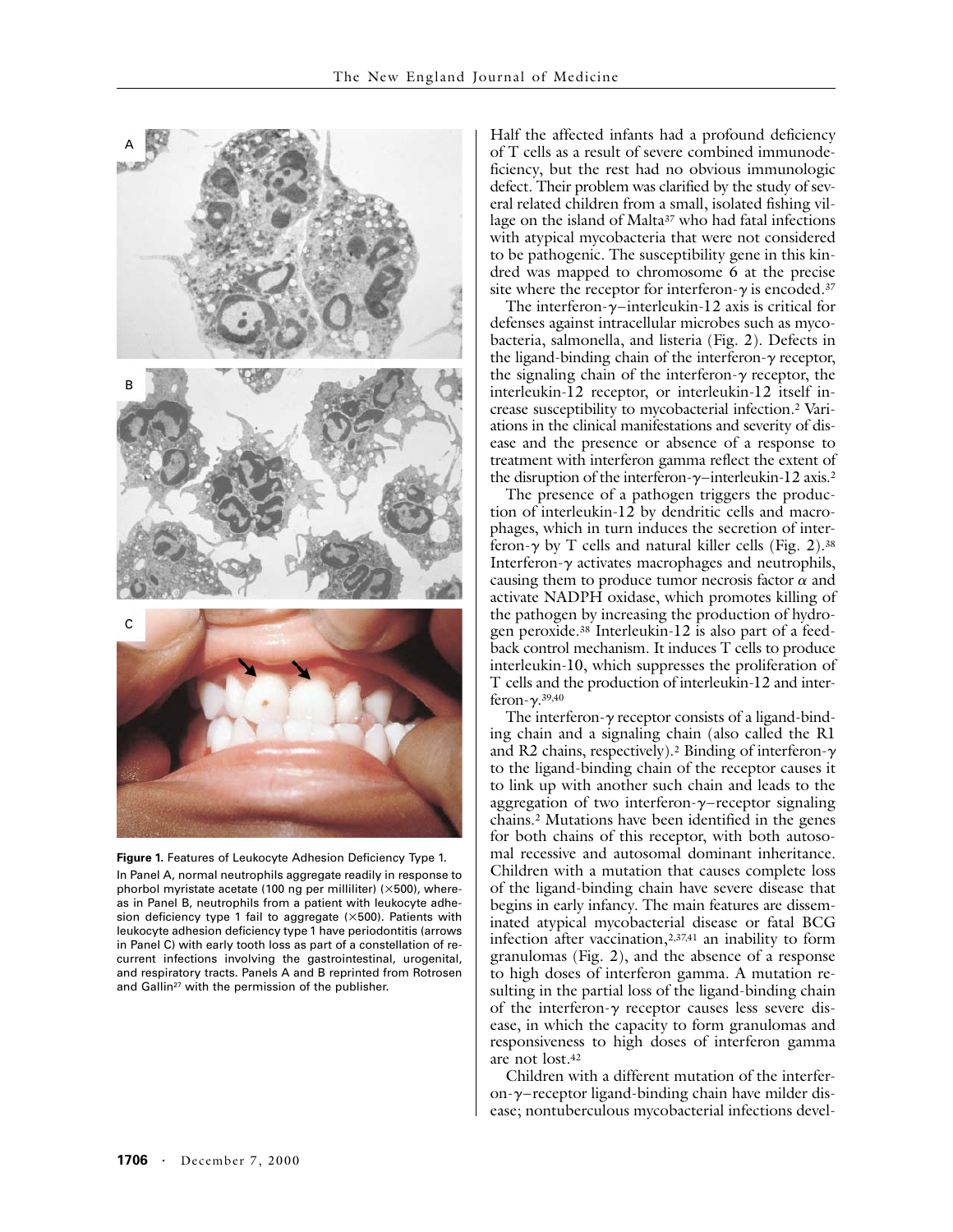**Figure 1.** Features of Leukocyte Adhesion Deficiency Type 1.

In Panel A, normal neutrophils aggregate readily in response to phorbol myristate acetate (100 ng per milliliter) (×500), whereas in Panel B, neutrophils from a patient with leukocyte adhesion deficiency type 1 fail to aggregate (×500). Patients with leukocyte adhesion deficiency type 1 have periodontitis (arrows in Panel C) with early tooth loss as part of a constellation of recurrent infections involving the gastrointestinal, urogenital, and respiratory tracts. Panels A and B reprinted from Rotrosen and Gallin[27] with the permission of the publisher.

Half the affected infants had a profound deficiency of T cells as a result of severe combined immunodeficiency, but the rest had no obvious immunologic defect. Their problem was clarified by the study of several related children from a small, isolated fishing village on the island of Malta[37] who had fatal infections with atypical mycobacteria that were not considered to be pathogenic. The susceptibility gene in this kindred was mapped to chromosome 6 at the precise site where the receptor for interferon-γ is encoded.[37]

The interferon-γ–interleukin-12 axis is critical for defenses against intracellular microbes such as mycobacteria, salmonella, and listeria (Fig. 2). Defects in the ligand-binding chain of the interferon-γ receptor, the signaling chain of the interferon-γ receptor, the interleukin-12 receptor, or interleukin-12 itself increase susceptibility to mycobacterial infection.[2] Variations in the clinical manifestations and severity of disease and the presence or absence of a response to treatment with interferon gamma reflect the extent of the disruption of the interferon-γ–interleukin-12 axis.[2]

The presence of a pathogen triggers the production of interleukin-12 by dendritic cells and macrophages, which in turn induces the secretion of interferon-γ by T cells and natural killer cells (Fig. 2).[38] Interferon-γ activates macrophages and neutrophils, causing them to produce tumor necrosis factor α and activate NADPH oxidase, which promotes killing of the pathogen by increasing the production of hydrogen peroxide.[38] Interleukin-12 is also part of a feedback control mechanism. It induces T cells to produce interleukin-10, which suppresses the proliferation of T cells and the production of interleukin-12 and interferon-γ.[39,40]

The interferon-γ receptor consists of a ligand-binding chain and a signaling chain (also called the R1 and R2 chains, respectively).[2] Binding of interferon-γ to the ligand-binding chain of the receptor causes it to link up with another such chain and leads to the aggregation of two interferon-γ–receptor signaling chains.[2] Mutations have been identified in the genes for both chains of this receptor, with both autosomal recessive and autosomal dominant inheritance. Children with a mutation that causes complete loss of the ligand-binding chain have severe disease that begins in early infancy. The main features are disseminated atypical mycobacterial disease or fatal BCG infection after vaccination,[2,37,41] an inability to form granulomas (Fig. 2), and the absence of a response to high doses of interferon gamma. A mutation resulting in the partial loss of the ligand-binding chain of the interferon-γ receptor causes less severe disease, in which the capacity to form granulomas and responsiveness to high doses of interferon gamma are not lost.[42]

Children with a different mutation of the interferon-γ–receptor ligand-binding chain have milder disease; nontuberculous mycobacterial infections devel-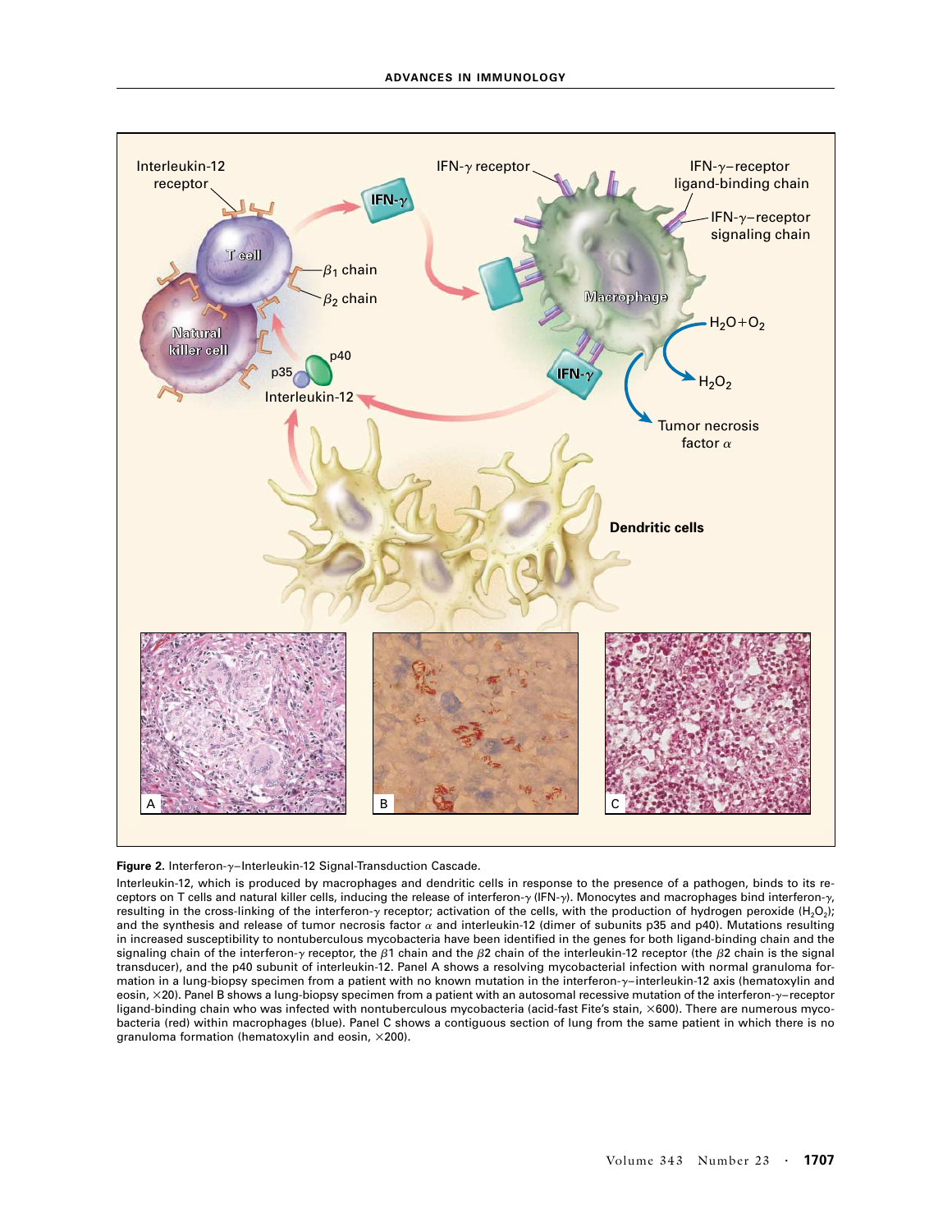**Figure 2.** Interferon-γ–Interleukin-12 Signal-Transduction Cascade.

Interleukin-12, which is produced by macrophages and dendritic cells in response to the presence of a pathogen, binds to its receptors on T cells and natural killer cells, inducing the release of interferon-γ (IFN-γ). Monocytes and macrophages bind interferon-γ, resulting in the cross-linking of the interferon-γ receptor; activation of the cells, with the production of hydrogen peroxide ($H_2O_2$); and the synthesis and release of tumor necrosis factor α and interleukin-12 (dimer of subunits p35 and p40). Mutations resulting in increased susceptibility to nontuberculous mycobacteria have been identified in the genes for both ligand-binding chain and the signaling chain of the interferon-γ receptor, the β1 chain and the β2 chain of the interleukin-12 receptor (the β2 chain is the signal transducer), and the p40 subunit of interleukin-12. Panel A shows a resolving mycobacterial infection with normal granuloma formation in a lung-biopsy specimen from a patient with no known mutation in the interferon-γ–interleukin-12 axis (hematoxylin and eosin, ×20). Panel B shows a lung-biopsy specimen from a patient with an autosomal recessive mutation of the interferon-γ–receptor ligand-binding chain who was infected with nontuberculous mycobacteria (acid-fast Fite's stain, ×600). There are numerous mycobacteria (red) within macrophages (blue). Panel C shows a contiguous section of lung from the same patient in which there is no granuloma formation (hematoxylin and eosin, ×200).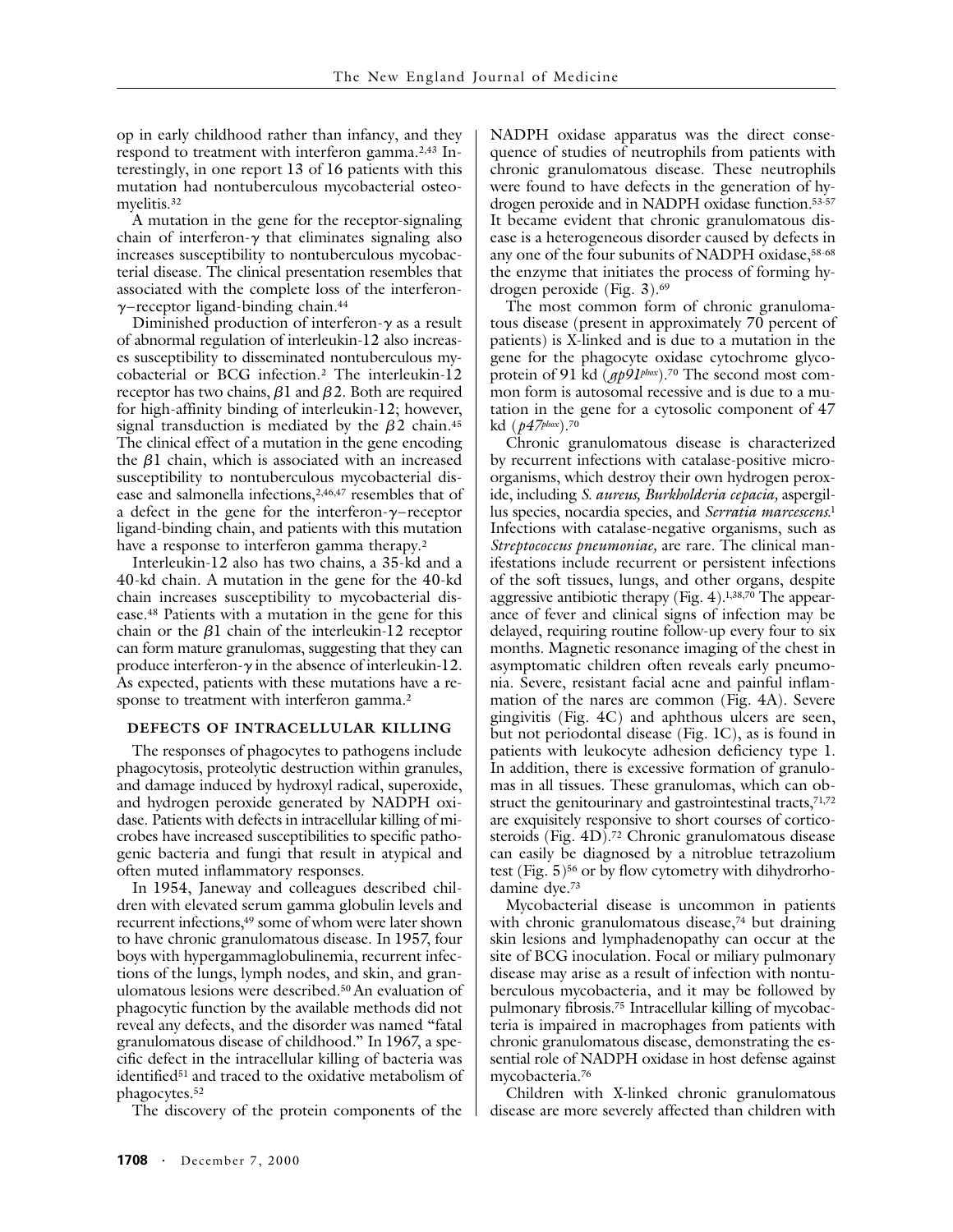op in early childhood rather than infancy, and they respond to treatment with interferon gamma.[2,43] Interestingly, in one report 13 of 16 patients with this mutation had nontuberculous mycobacterial osteomyelitis.[32]

A mutation in the gene for the receptor-signaling chain of interferon-$\gamma$ that eliminates signaling also increases susceptibility to nontuberculous mycobacterial disease. The clinical presentation resembles that associated with the complete loss of the interferon-$\gamma$–receptor ligand-binding chain.[44]

Diminished production of interferon-$\gamma$ as a result of abnormal regulation of interleukin-12 also increases susceptibility to disseminated nontuberculous mycobacterial or BCG infection.[2] The interleukin-12 receptor has two chains, $\beta 1$ and $\beta 2$. Both are required for high-affinity binding of interleukin-12; however, signal transduction is mediated by the $\beta 2$ chain.[45] The clinical effect of a mutation in the gene encoding the $\beta 1$ chain, which is associated with an increased susceptibility to nontuberculous mycobacterial disease and salmonella infections,[2,46,47] resembles that of a defect in the gene for the interferon-$\gamma$–receptor ligand-binding chain, and patients with this mutation have a response to interferon gamma therapy.[2]

Interleukin-12 also has two chains, a 35-kd and a 40-kd chain. A mutation in the gene for the 40-kd chain increases susceptibility to mycobacterial disease.[48] Patients with a mutation in the gene for this chain or the $\beta 1$ chain of the interleukin-12 receptor can form mature granulomas, suggesting that they can produce interferon-$\gamma$ in the absence of interleukin-12. As expected, patients with these mutations have a response to treatment with interferon gamma.[2]

### DEFECTS OF INTRACELLULAR KILLING

The responses of phagocytes to pathogens include phagocytosis, proteolytic destruction within granules, and damage induced by hydroxyl radical, superoxide, and hydrogen peroxide generated by NADPH oxidase. Patients with defects in intracellular killing of microbes have increased susceptibilities to specific pathogenic bacteria and fungi that result in atypical and often muted inflammatory responses.

In 1954, Janeway and colleagues described children with elevated serum gamma globulin levels and recurrent infections,[49] some of whom were later shown to have chronic granulomatous disease. In 1957, four boys with hypergammaglobulinemia, recurrent infections of the lungs, lymph nodes, and skin, and granulomatous lesions were described.[50] An evaluation of phagocytic function by the available methods did not reveal any defects, and the disorder was named "fatal granulomatous disease of childhood." In 1967, a specific defect in the intracellular killing of bacteria was identified[51] and traced to the oxidative metabolism of phagocytes.[52]

The discovery of the protein components of the NADPH oxidase apparatus was the direct consequence of studies of neutrophils from patients with chronic granulomatous disease. These neutrophils were found to have defects in the generation of hydrogen peroxide and in NADPH oxidase function.[53-57] It became evident that chronic granulomatous disease is a heterogeneous disorder caused by defects in any one of the four subunits of NADPH oxidase,[58-68] the enzyme that initiates the process of forming hydrogen peroxide (Fig. 3).[69]

The most common form of chronic granulomatous disease (present in approximately 70 percent of patients) is X-linked and is due to a mutation in the gene for the phagocyte oxidase cytochrome glycoprotein of 91 kd (*gp91phox*).[70] The second most common form is autosomal recessive and is due to a mutation in the gene for a cytosolic component of 47 kd (*p47phox*).[70]

Chronic granulomatous disease is characterized by recurrent infections with catalase-positive microorganisms, which destroy their own hydrogen peroxide, including *S. aureus, Burkholderia cepacia,* aspergillus species, nocardia species, and *Serratia marcescens.*[1] Infections with catalase-negative organisms, such as *Streptococcus pneumoniae,* are rare. The clinical manifestations include recurrent or persistent infections of the soft tissues, lungs, and other organs, despite aggressive antibiotic therapy (Fig. 4).[1,38,70] The appearance of fever and clinical signs of infection may be delayed, requiring routine follow-up every four to six months. Magnetic resonance imaging of the chest in asymptomatic children often reveals early pneumonia. Severe, resistant facial acne and painful inflammation of the nares are common (Fig. 4A). Severe gingivitis (Fig. 4C) and aphthous ulcers are seen, but not periodontal disease (Fig. 1C), as is found in patients with leukocyte adhesion deficiency type 1. In addition, there is excessive formation of granulomas in all tissues. These granulomas, which can obstruct the genitourinary and gastrointestinal tracts,[71,72] are exquisitely responsive to short courses of corticosteroids (Fig. 4D).[72] Chronic granulomatous disease can easily be diagnosed by a nitroblue tetrazolium test (Fig. 5)[56] or by flow cytometry with dihydrorhodamine dye.[73]

Mycobacterial disease is uncommon in patients with chronic granulomatous disease,[74] but draining skin lesions and lymphadenopathy can occur at the site of BCG inoculation. Focal or miliary pulmonary disease may arise as a result of infection with nontuberculous mycobacteria, and it may be followed by pulmonary fibrosis.[75] Intracellular killing of mycobacteria is impaired in macrophages from patients with chronic granulomatous disease, demonstrating the essential role of NADPH oxidase in host defense against mycobacteria.[76]

Children with X-linked chronic granulomatous disease are more severely affected than children with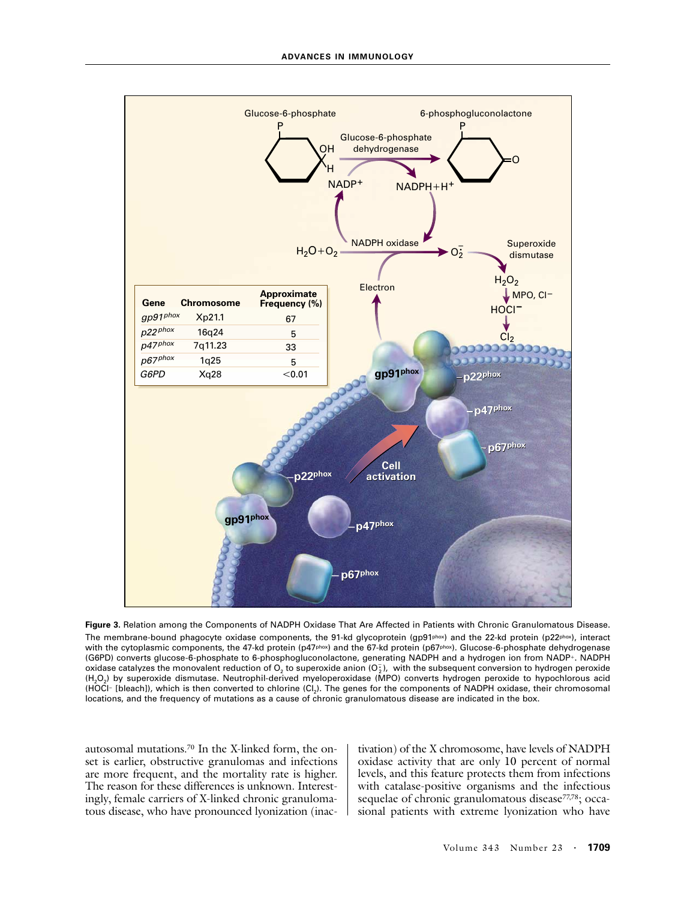| Gene | Chromosome | Approximate Frequency (%) |
|---|---|---|
| *gp91^phox* | Xp21.1 | 67 |
| *p22^phox* | 16q24 | 5 |
| *p47^phox* | 7q11.23 | 33 |
| *p67^phox* | 1q25 | 5 |
| *G6PD* | Xq28 | <0.01 |

**Figure 3.** Relation among the Components of NADPH Oxidase That Are Affected in Patients with Chronic Granulomatous Disease.
The membrane-bound phagocyte oxidase components, the 91-kd glycoprotein (gp91phox) and the 22-kd protein (p22phox), interact with the cytoplasmic components, the 47-kd protein (p47phox) and the 67-kd protein (p67phox). Glucose-6-phosphate dehydrogenase (G6PD) converts glucose-6-phosphate to 6-phosphogluconolactone, generating NADPH and a hydrogen ion from $NADP^+$. NADPH oxidase catalyzes the monovalent reduction of $O_2$ to superoxide anion ($O_2^-$), with the subsequent conversion to hydrogen peroxide ($H_2O_2$) by superoxide dismutase. Neutrophil-derived myeloperoxidase (MPO) converts hydrogen peroxide to hypochlorous acid ($HOCl^-$ [bleach]), which is then converted to chlorine ($Cl_2$). The genes for the components of NADPH oxidase, their chromosomal locations, and the frequency of mutations as a cause of chronic granulomatous disease are indicated in the box.

autosomal mutations.[70] In the X-linked form, the onset is earlier, obstructive granulomas and infections are more frequent, and the mortality rate is higher. The reason for these differences is unknown. Interestingly, female carriers of X-linked chronic granulomatous disease, who have pronounced lyonization (inactivation) of the X chromosome, have levels of NADPH oxidase activity that are only 10 percent of normal levels, and this feature protects them from infections with catalase-positive organisms and the infectious sequelae of chronic granulomatous disease[77,78]; occasional patients with extreme lyonization who have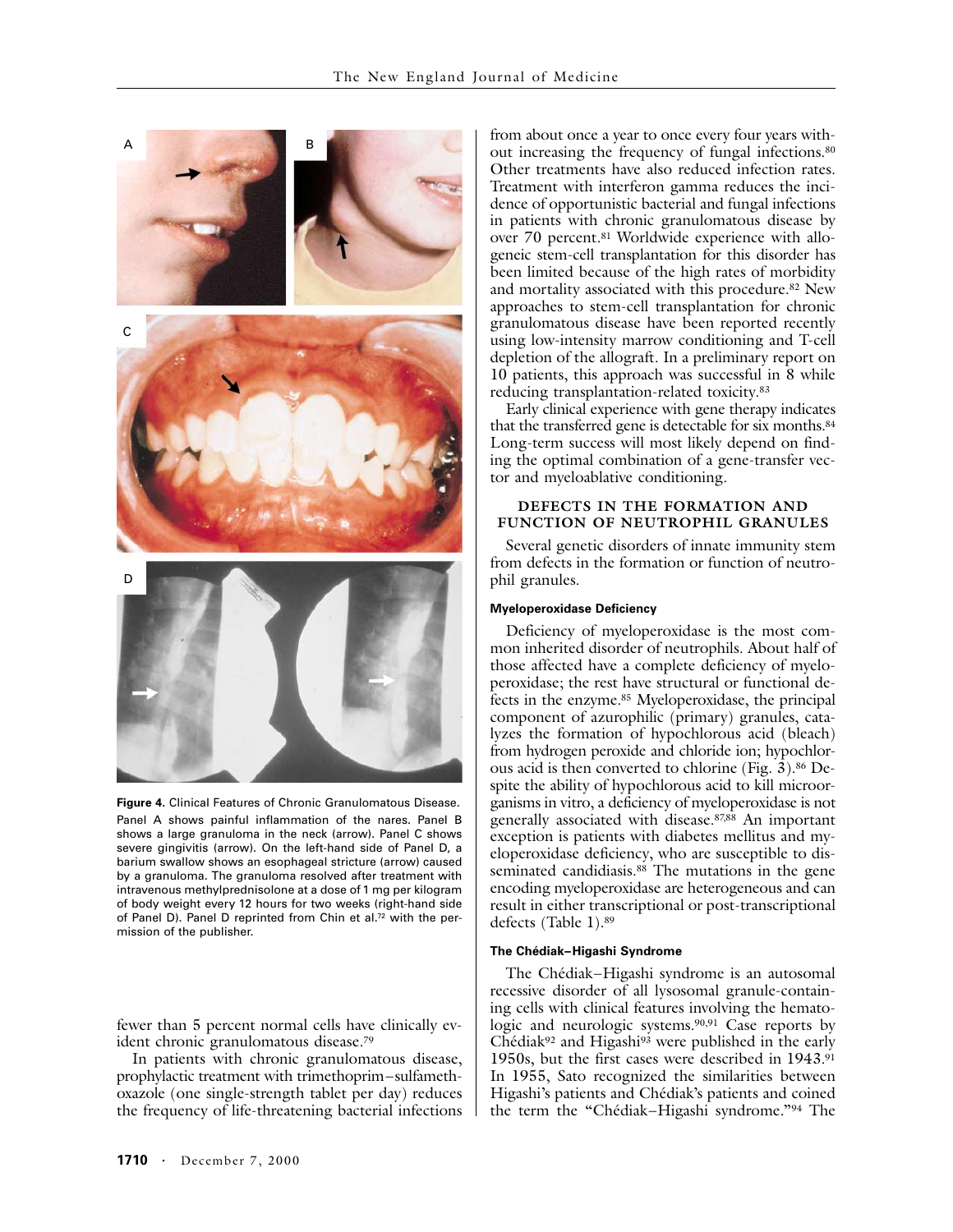**Figure 4.** Clinical Features of Chronic Granulomatous Disease.

Panel A shows painful inflammation of the nares. Panel B shows a large granuloma in the neck (arrow). Panel C shows severe gingivitis (arrow). On the left-hand side of Panel D, a barium swallow shows an esophageal stricture (arrow) caused by a granuloma. The granuloma resolved after treatment with intravenous methylprednisolone at a dose of 1 mg per kilogram of body weight every 12 hours for two weeks (right-hand side of Panel D). Panel D reprinted from Chin et al.[72] with the permission of the publisher.

fewer than 5 percent normal cells have clinically evident chronic granulomatous disease.[79]

In patients with chronic granulomatous disease, prophylactic treatment with trimethoprim–sulfamethoxazole (one single-strength tablet per day) reduces the frequency of life-threatening bacterial infections from about once a year to once every four years without increasing the frequency of fungal infections.[80] Other treatments have also reduced infection rates. Treatment with interferon gamma reduces the incidence of opportunistic bacterial and fungal infections in patients with chronic granulomatous disease by over 70 percent.[81] Worldwide experience with allogeneic stem-cell transplantation for this disorder has been limited because of the high rates of morbidity and mortality associated with this procedure.[82] New approaches to stem-cell transplantation for chronic granulomatous disease have been reported recently using low-intensity marrow conditioning and T-cell depletion of the allograft. In a preliminary report on 10 patients, this approach was successful in 8 while reducing transplantation-related toxicity.[83]

Early clinical experience with gene therapy indicates that the transferred gene is detectable for six months.[84] Long-term success will most likely depend on finding the optimal combination of a gene-transfer vector and myeloablative conditioning.

## DEFECTS IN THE FORMATION AND FUNCTION OF NEUTROPHIL GRANULES

Several genetic disorders of innate immunity stem from defects in the formation or function of neutrophil granules.

### Myeloperoxidase Deficiency

Deficiency of myeloperoxidase is the most common inherited disorder of neutrophils. About half of those affected have a complete deficiency of myeloperoxidase; the rest have structural or functional defects in the enzyme.[85] Myeloperoxidase, the principal component of azurophilic (primary) granules, catalyzes the formation of hypochlorous acid (bleach) from hydrogen peroxide and chloride ion; hypochlorous acid is then converted to chlorine (Fig. 3).[86] Despite the ability of hypochlorous acid to kill microorganisms in vitro, a deficiency of myeloperoxidase is not generally associated with disease.[87,88] An important exception is patients with diabetes mellitus and myeloperoxidase deficiency, who are susceptible to disseminated candidiasis.[88] The mutations in the gene encoding myeloperoxidase are heterogeneous and can result in either transcriptional or post-transcriptional defects (Table 1).[89]

### The Chédiak–Higashi Syndrome

The Chédiak–Higashi syndrome is an autosomal recessive disorder of all lysosomal granule-containing cells with clinical features involving the hematologic and neurologic systems.[90,91] Case reports by Chédiak[92] and Higashi[93] were published in the early 1950s, but the first cases were described in 1943.[91] In 1955, Sato recognized the similarities between Higashi's patients and Chédiak's patients and coined the term the "Chédiak–Higashi syndrome."[94] The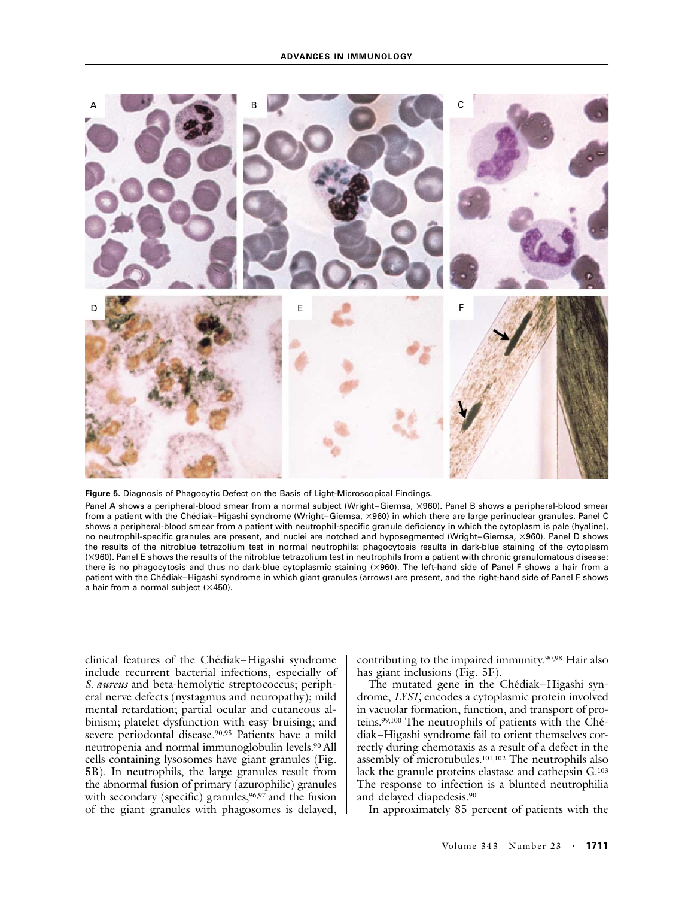**Figure 5.** Diagnosis of Phagocytic Defect on the Basis of Light-Microscopical Findings.

Panel A shows a peripheral-blood smear from a normal subject (Wright–Giemsa, ×960). Panel B shows a peripheral-blood smear from a patient with the Chédiak–Higashi syndrome (Wright–Giemsa, ×960) in which there are large perinuclear granules. Panel C shows a peripheral-blood smear from a patient with neutrophil-specific granule deficiency in which the cytoplasm is pale (hyaline), no neutrophil-specific granules are present, and nuclei are notched and hyposegmented (Wright–Giemsa, ×960). Panel D shows the results of the nitroblue tetrazolium test in normal neutrophils: phagocytosis results in dark-blue staining of the cytoplasm (×960). Panel E shows the results of the nitroblue tetrazolium test in neutrophils from a patient with chronic granulomatous disease: there is no phagocytosis and thus no dark-blue cytoplasmic staining (×960). The left-hand side of Panel F shows a hair from a patient with the Chédiak–Higashi syndrome in which giant granules (arrows) are present, and the right-hand side of Panel F shows a hair from a normal subject (×450).

clinical features of the Chédiak–Higashi syndrome include recurrent bacterial infections, especially of *S. aureus* and beta-hemolytic streptococcus; peripheral nerve defects (nystagmus and neuropathy); mild mental retardation; partial ocular and cutaneous albinism; platelet dysfunction with easy bruising; and severe periodontal disease.[90,95] Patients have a mild neutropenia and normal immunoglobulin levels.[90] All cells containing lysosomes have giant granules (Fig. 5B). In neutrophils, the large granules result from the abnormal fusion of primary (azurophilic) granules with secondary (specific) granules,[96,97] and the fusion of the giant granules with phagosomes is delayed, contributing to the impaired immunity.[90,98] Hair also has giant inclusions (Fig. 5F).

The mutated gene in the Chédiak–Higashi syndrome, *LYST,* encodes a cytoplasmic protein involved in vacuolar formation, function, and transport of proteins.[99,100] The neutrophils of patients with the Chédiak–Higashi syndrome fail to orient themselves correctly during chemotaxis as a result of a defect in the assembly of microtubules.[101,102] The neutrophils also lack the granule proteins elastase and cathepsin G.[103] The response to infection is a blunted neutrophilia and delayed diapedesis.[90]

In approximately 85 percent of patients with the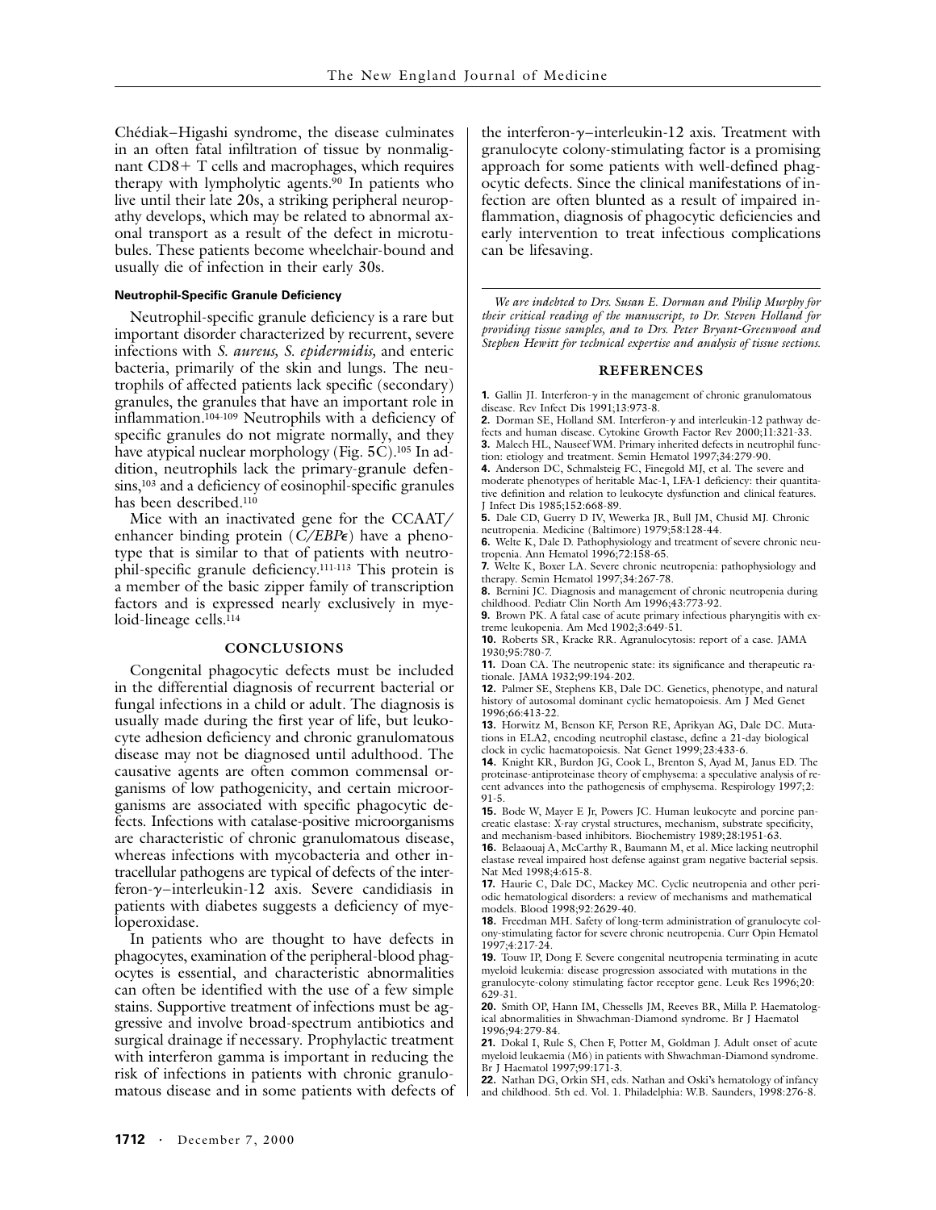Chédiak–Higashi syndrome, the disease culminates in an often fatal infiltration of tissue by nonmalignant CD8+ T cells and macrophages, which requires therapy with lympholytic agents.[90] In patients who live until their late 20s, a striking peripheral neuropathy develops, which may be related to abnormal axonal transport as a result of the defect in microtubules. These patients become wheelchair-bound and usually die of infection in their early 30s.

#### Neutrophil-Specific Granule Deficiency

Neutrophil-specific granule deficiency is a rare but important disorder characterized by recurrent, severe infections with *S. aureus, S. epidermidis,* and enteric bacteria, primarily of the skin and lungs. The neutrophils of affected patients lack specific (secondary) granules, the granules that have an important role in inflammation.[104-109] Neutrophils with a deficiency of specific granules do not migrate normally, and they have atypical nuclear morphology (Fig. 5C).[105] In addition, neutrophils lack the primary-granule defensins,[103] and a deficiency of eosinophil-specific granules has been described.[110]

Mice with an inactivated gene for the CCAAT/enhancer binding protein (*C/EBPε*) have a phenotype that is similar to that of patients with neutrophil-specific granule deficiency.[111-113] This protein is a member of the basic zipper family of transcription factors and is expressed nearly exclusively in myeloid-lineage cells.[114]

## CONCLUSIONS

Congenital phagocytic defects must be included in the differential diagnosis of recurrent bacterial or fungal infections in a child or adult. The diagnosis is usually made during the first year of life, but leukocyte adhesion deficiency and chronic granulomatous disease may not be diagnosed until adulthood. The causative agents are often common commensal organisms of low pathogenicity, and certain microorganisms are associated with specific phagocytic defects. Infections with catalase-positive microorganisms are characteristic of chronic granulomatous disease, whereas infections with mycobacteria and other intracellular pathogens are typical of defects of the interferon-γ–interleukin-12 axis. Severe candidiasis in patients with diabetes suggests a deficiency of myeloperoxidase.

In patients who are thought to have defects in phagocytes, examination of the peripheral-blood phagocytes is essential, and characteristic abnormalities can often be identified with the use of a few simple stains. Supportive treatment of infections must be aggressive and involve broad-spectrum antibiotics and surgical drainage if necessary. Prophylactic treatment with interferon gamma is important in reducing the risk of infections in patients with chronic granulomatous disease and in some patients with defects of the interferon-γ–interleukin-12 axis. Treatment with granulocyte colony-stimulating factor is a promising approach for some patients with well-defined phagocytic defects. Since the clinical manifestations of infection are often blunted as a result of impaired inflammation, diagnosis of phagocytic deficiencies and early intervention to treat infectious complications can be lifesaving.

*We are indebted to Drs. Susan E. Dorman and Philip Murphy for their critical reading of the manuscript, to Dr. Steven Holland for providing tissue samples, and to Drs. Peter Bryant-Greenwood and Stephen Hewitt for technical expertise and analysis of tissue sections.*

## REFERENCES

1. Gallin JI. Interferon-γ in the management of chronic granulomatous disease. Rev Infect Dis 1991;13:973-8.
2. Dorman SE, Holland SM. Interferon-γ and interleukin-12 pathway defects and human disease. Cytokine Growth Factor Rev 2000;11:321-33.
3. Malech HL, Nauseef WM. Primary inherited defects in neutrophil function: etiology and treatment. Semin Hematol 1997;34:279-90.
4. Anderson DC, Schmalsteig FC, Finegold MJ, et al. The severe and moderate phenotypes of heritable Mac-1, LFA-1 deficiency: their quantitative definition and relation to leukocyte dysfunction and clinical features. J Infect Dis 1985;152:668-89.
5. Dale CD, Guerry D IV, Wewerka JR, Bull JM, Chusid MJ. Chronic neutropenia. Medicine (Baltimore) 1979;58:128-44.
6. Welte K, Dale D. Pathophysiology and treatment of severe chronic neutropenia. Ann Hematol 1996;72:158-65.
7. Welte K, Boxer LA. Severe chronic neutropenia: pathophysiology and therapy. Semin Hematol 1997;34:267-78.
8. Bernini JC. Diagnosis and management of chronic neutropenia during childhood. Pediatr Clin North Am 1996;43:773-92.
9. Brown PK. A fatal case of acute primary infectious pharyngitis with extreme leukopenia. Am Med 1902;3:649-51.
10. Roberts SR, Kracke RR. Agranulocytosis: report of a case. JAMA 1930;95:780-7.
11. Doan CA. The neutropenic state: its significance and therapeutic rationale. JAMA 1932;99:194-202.
12. Palmer SE, Stephens KB, Dale DC. Genetics, phenotype, and natural history of autosomal dominant cyclic hematopoiesis. Am J Med Genet 1996;66:413-22.
13. Horwitz M, Benson KF, Person RE, Aprikyan AG, Dale DC. Mutations in ELA2, encoding neutrophil elastase, define a 21-day biological clock in cyclic haematopoiesis. Nat Genet 1999;23:433-6.
14. Knight KR, Burdon JG, Cook L, Brenton S, Ayad M, Janus ED. The proteinase-antiproteinase theory of emphysema: a speculative analysis of recent advances into the pathogenesis of emphysema. Respirology 1997;2:91-5.
15. Bode W, Mayer E Jr, Powers JC. Human leukocyte and porcine pancreatic elastase: X-ray crystal structures, mechanism, substrate specificity, and mechanism-based inhibitors. Biochemistry 1989;28:1951-63.
16. Belaaouaj A, McCarthy R, Baumann M, et al. Mice lacking neutrophil elastase reveal impaired host defense against gram negative bacterial sepsis. Nat Med 1998;4:615-8.
17. Haurie C, Dale DC, Mackey MC. Cyclic neutropenia and other periodic hematological disorders: a review of mechanisms and mathematical models. Blood 1998;92:2629-40.
18. Freedman MH. Safety of long-term administration of granulocyte colony-stimulating factor for severe chronic neutropenia. Curr Opin Hematol 1997;4:217-24.
19. Touw IP, Dong F. Severe congenital neutropenia terminating in acute myeloid leukemia: disease progression associated with mutations in the granulocyte-colony stimulating factor receptor gene. Leuk Res 1996;20:629-31.
20. Smith OP, Hann IM, Chessells JM, Reeves BR, Milla P. Haematological abnormalities in Shwachman-Diamond syndrome. Br J Haematol 1996;94:279-84.
21. Dokal I, Rule S, Chen F, Potter M, Goldman J. Adult onset of acute myeloid leukaemia (M6) in patients with Shwachman-Diamond syndrome. Br J Haematol 1997;99:171-3.
22. Nathan DG, Orkin SH, eds. Nathan and Oski's hematology of infancy and childhood. 5th ed. Vol. 1. Philadelphia: W.B. Saunders, 1998:276-8.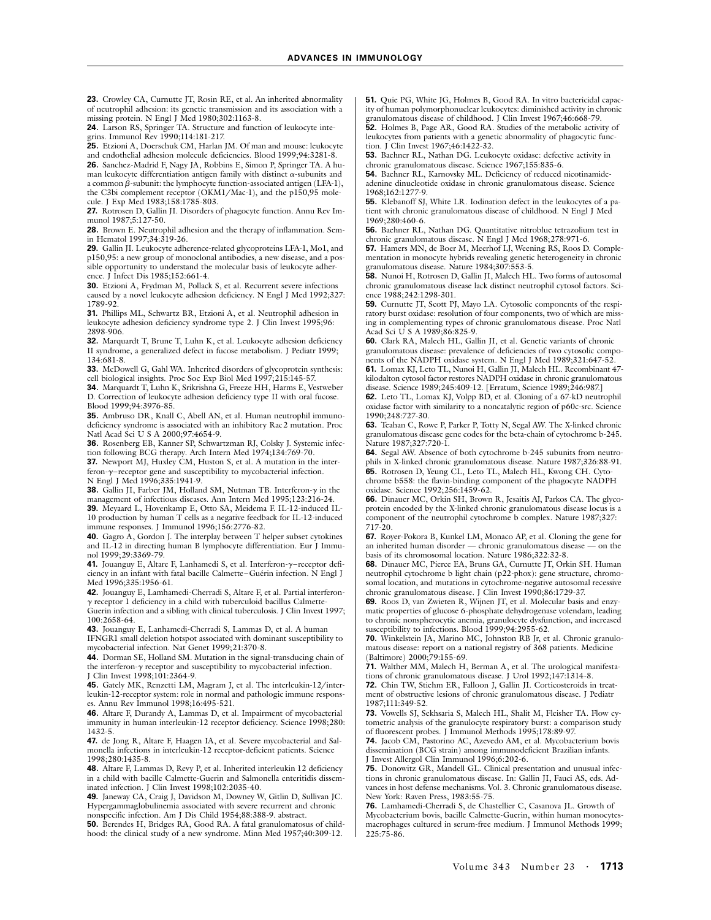**23.** Crowley CA, Curnutte JT, Rosin RE, et al. An inherited abnormality of neutrophil adhesion: its genetic transmission and its association with a missing protein. N Engl J Med 1980;302:1163-8.

**24.** Larson RS, Springer TA. Structure and function of leukocyte integrins. Immunol Rev 1990;114:181-217.

**25.** Etzioni A, Doerschuk CM, Harlan JM. Of man and mouse: leukocyte and endothelial adhesion molecule deficiencies. Blood 1999;94:3281-8.

**26.** Sanchez-Madrid F, Nagy JA, Robbins E, Simon P, Springer TA. A human leukocyte differentiation antigen family with distinct $\alpha$-subunits and a common $\beta$-subunit: the lymphocyte function-associated antigen (LFA-1), the C3bi complement receptor (OKM1/Mac-1), and the p150,95 molecule. J Exp Med 1983;158:1785-803.

**27.** Rotrosen D, Gallin JI. Disorders of phagocyte function. Annu Rev Immunol 1987;5:127-50.

**28.** Brown E. Neutrophil adhesion and the therapy of inflammation. Semin Hematol 1997;34:319-26.

**29.** Gallin JI. Leukocyte adherence-related glycoproteins LFA-1, Mo1, and p150,95: a new group of monoclonal antibodies, a new disease, and a possible opportunity to understand the molecular basis of leukocyte adherence. J Infect Dis 1985;152:661-4.

**30.** Etzioni A, Frydman M, Pollack S, et al. Recurrent severe infections caused by a novel leukocyte adhesion deficiency. N Engl J Med 1992;327:1789-92.

**31.** Phillips ML, Schwartz BR, Etzioni A, et al. Neutrophil adhesion in leukocyte adhesion deficiency syndrome type 2. J Clin Invest 1995;96:2898-906.

**32.** Marquardt T, Brune T, Luhn K, et al. Leukocyte adhesion deficiency II syndrome, a generalized defect in fucose metabolism. J Pediatr 1999;134:681-8.

**33.** McDowell G, Gahl WA. Inherited disorders of glycoprotein synthesis: cell biological insights. Proc Soc Exp Biol Med 1997;215:145-57.

**34.** Marquardt T, Luhn K, Srikrishna G, Freeze HH, Harms E, Vestweber D. Correction of leukocyte adhesion deficiency type II with oral fucose. Blood 1999;94:3976-85.

**35.** Ambruso DR, Knall C, Abell AN, et al. Human neutrophil immunodeficiency syndrome is associated with an inhibitory Rac2 mutation. Proc Natl Acad Sci U S A 2000;97:4654-9.

**36.** Rosenberg EB, Kanner SP, Schwartzman RJ, Colsky J. Systemic infection following BCG therapy. Arch Intern Med 1974;134:769-70.

**37.** Newport MJ, Huxley CM, Huston S, et al. A mutation in the interferon-$\gamma$–receptor gene and susceptibility to mycobacterial infection. N Engl J Med 1996;335:1941-9.

**38.** Gallin JI, Farber JM, Holland SM, Nutman TB. Interferon-$\gamma$ in the management of infectious diseases. Ann Intern Med 1995;123:216-24.

**39.** Meyaard L, Hovenkamp E, Otto SA, Meidema F. IL-12-induced IL-10 production by human T cells as a negative feedback for IL-12-induced immune responses. J Immunol 1996;156:2776-82.

**40.** Gagro A, Gordon J. The interplay between T helper subset cytokines and IL-12 in directing human B lymphocyte differentiation. Eur J Immunol 1999;29:3369-79.

**41.** Jouanguy E, Altare F, Lanhamedi S, et al. Interferon-$\gamma$–receptor deficiency in an infant with fatal bacille Calmette–Guérin infection. N Engl J Med 1996;335:1956-61.

**42.** Jouanguy E, Lamhamedi-Cherradi S, Altare F, et al. Partial interferon-$\gamma$ receptor 1 deficiency in a child with tuberculoid bacillus Calmette-Guerin infection and a sibling with clinical tuberculosis. J Clin Invest 1997;100:2658-64.

**43.** Jouanguy E, Lanhamedi-Cherradi S, Lammas D, et al. A human IFNGR1 small deletion hotspot associated with dominant susceptibility to mycobacterial infection. Nat Genet 1999;21:370-8.

**44.** Dorman SE, Holland SM. Mutation in the signal-transducing chain of the interferon-$\gamma$ receptor and susceptibility to mycobacterial infection. J Clin Invest 1998;101:2364-9.

**45.** Gately MK, Renzetti LM, Magram J, et al. The interleukin-12/interleukin-12-receptor system: role in normal and pathologic immune responses. Annu Rev Immunol 1998;16:495-521.

**46.** Altare F, Durandy A, Lammas D, et al. Impairment of mycobacterial immunity in human interleukin-12 receptor deficiency. Science 1998;280:1432-5.

**47.** de Jong R, Altare F, Haagen IA, et al. Severe mycobacterial and Salmonella infections in interleukin-12 receptor-deficient patients. Science 1998;280:1435-8.

**48.** Altare F, Lammas D, Revy P, et al. Inherited interleukin 12 deficiency in a child with bacille Calmette-Guerin and Salmonella enteritidis disseminated infection. J Clin Invest 1998;102:2035-40.

**49.** Janeway CA, Craig J, Davidson M, Downey W, Gitlin D, Sullivan JC. Hypergammaglobulinemia associated with severe recurrent and chronic nonspecific infection. Am J Dis Child 1954;88:388-9. abstract.

**50.** Berendes H, Bridges RA, Good RA. A fatal granulomatosus of childhood: the clinical study of a new syndrome. Minn Med 1957;40:309-12.

**51.** Quie PG, White JG, Holmes B, Good RA. In vitro bactericidal capacity of human polymorphonuclear leukocytes: diminished activity in chronic granulomatous disease of childhood. J Clin Invest 1967;46:668-79.

**52.** Holmes B, Page AR, Good RA. Studies of the metabolic activity of leukocytes from patients with a genetic abnormality of phagocytic function. J Clin Invest 1967;46:1422-32.

**53.** Baehner RL, Nathan DG. Leukocyte oxidase: defective activity in chronic granulomatous disease. Science 1967;155:835-6.

**54.** Baehner RL, Karnovsky ML. Deficiency of reduced nicotinamide-adenine dinucleotide oxidase in chronic granulomatous disease. Science 1968;162:1277-9.

**55.** Klebanoff SJ, White LR. Iodination defect in the leukocytes of a patient with chronic granulomatous disease of childhood. N Engl J Med 1969;280:460-6.

**56.** Baehner RL, Nathan DG. Quantitative nitroblue tetrazolium test in chronic granulomatous disease. N Engl J Med 1968;278:971-6.

**57.** Hamers MN, de Boer M, Meerhof LJ, Weening RS, Roos D. Complementation in monocyte hybrids revealing genetic heterogeneity in chronic granulomatous disease. Nature 1984;307:553-5.

**58.** Nunoi H, Rotrosen D, Gallin JI, Malech HL. Two forms of autosomal chronic granulomatous disease lack distinct neutrophil cytosol factors. Science 1988;242:1298-301.

**59.** Curnutte JT, Scott PJ, Mayo LA. Cytosolic components of the respiratory burst oxidase: resolution of four components, two of which are missing in complementing types of chronic granulomatous disease. Proc Natl Acad Sci U S A 1989;86:825-9.

**60.** Clark RA, Malech HL, Gallin JI, et al. Genetic variants of chronic granulomatous disease: prevalence of deficiencies of two cytosolic components of the NADPH oxidase system. N Engl J Med 1989;321:647-52.

**61.** Lomax KJ, Leto TL, Nunoi H, Gallin JI, Malech HL. Recombinant 47-kilodalton cytosol factor restores NADPH oxidase in chronic granulomatous disease. Science 1989;245:409-12. [Erratum, Science 1989;246:987.]

**62.** Leto TL, Lomax KJ, Volpp BD, et al. Cloning of a 67-kD neutrophil oxidase factor with similarity to a noncatalytic region of p60c-src. Science 1990;248:727-30.

**63.** Teahan C, Rowe P, Parker P, Totty N, Segal AW. The X-linked chronic granulomatous disease gene codes for the beta-chain of cytochrome b-245. Nature 1987;327:720-1.

**64.** Segal AW. Absence of both cytochrome b-245 subunits from neutrophils in X-linked chronic granulomatous disease. Nature 1987;326:88-91.

**65.** Rotrosen D, Yeung CL, Leto TL, Malech HL, Kwong CH. Cytochrome b558: the flavin-binding component of the phagocyte NADPH oxidase. Science 1992;256:1459-62.

**66.** Dinauer MC, Orkin SH, Brown R, Jesaitis AJ, Parkos CA. The glycoprotein encoded by the X-linked chronic granulomatous disease locus is a component of the neutrophil cytochrome b complex. Nature 1987;327:717-20.

**67.** Royer-Pokora B, Kunkel LM, Monaco AP, et al. Cloning the gene for an inherited human disorder — chronic granulomatous disease — on the basis of its chromosomal location. Nature 1986;322:32-8.

**68.** Dinauer MC, Pierce EA, Bruns GA, Curnutte JT, Orkin SH. Human neutrophil cytochrome b light chain (p22-phox): gene structure, chromosomal location, and mutations in cytochrome-negative autosomal recessive chronic granulomatous disease. J Clin Invest 1990;86:1729-37.

**69.** Roos D, van Zwieten R, Wijnen JT, et al. Molecular basis and enzymatic properties of glucose 6-phosphate dehydrogenase volendam, leading to chronic nonspherocytic anemia, granulocyte dysfunction, and increased susceptibility to infections. Blood 1999;94:2955-62.

**70.** Winkelstein JA, Marino MC, Johnston RB Jr, et al. Chronic granulomatous disease: report on a national registry of 368 patients. Medicine (Baltimore) 2000;79:155-69.

**71.** Walther MM, Malech H, Berman A, et al. The urological manifestations of chronic granulomatous disease. J Urol 1992;147:1314-8.

**72.** Chin TW, Stiehm ER, Falloon J, Gallin JI. Corticosteroids in treatment of obstructive lesions of chronic granulomatous disease. J Pediatr 1987;111:349-52.

**73.** Vowells SJ, Sekhsaria S, Malech HL, Shalit M, Fleisher TA. Flow cytometric analysis of the granulocyte respiratory burst: a comparison study of fluorescent probes. J Immunol Methods 1995;178:89-97.

**74.** Jacob CM, Pastorino AC, Azevedo AM, et al. Mycobacterium bovis dissemination (BCG strain) among immunodeficient Brazilian infants. J Invest Allergol Clin Immunol 1996;6:202-6.

**75.** Donowitz GR, Mandell GL. Clinical presentation and unusual infections in chronic granulomatous disease. In: Gallin JI, Fauci AS, eds. Advances in host defense mechanisms. Vol. 3. Chronic granulomatous disease. New York: Raven Press, 1983:55-75.

**76.** Lamhamedi-Cherradi S, de Chastellier C, Casanova JL. Growth of Mycobacterium bovis, bacille Calmette-Guerin, within human monocytes-macrophages cultured in serum-free medium. J Immunol Methods 1999;225:75-86.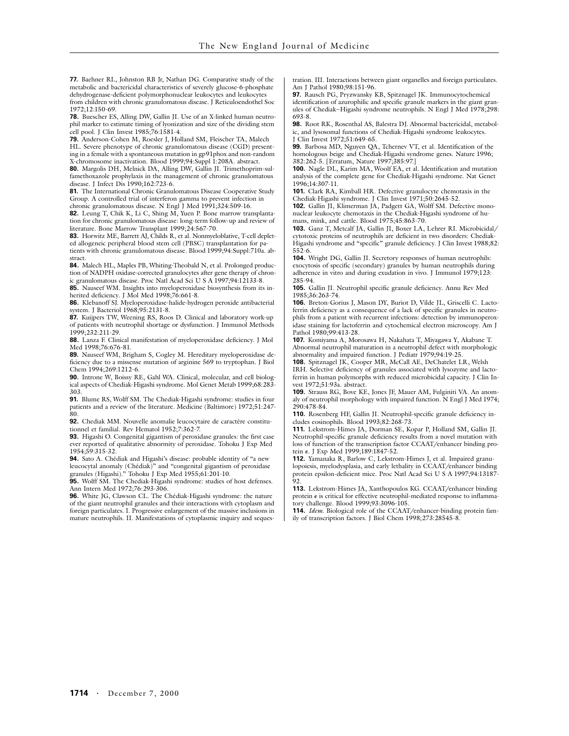**77.** Baehner RL, Johnston RB Jr, Nathan DG. Comparative study of the metabolic and bactericidal characteristics of severely glucose-6-phosphate dehydrogenase-deficient polymorphonuclear leukocytes and leukocytes from children with chronic granulomatous disease. J Reticuloendothel Soc 1972;12:150-69.

**78.** Buescher ES, Alling DW, Gallin JI. Use of an X-linked human neutrophil marker to estimate timing of lyonization and size of the dividing stem cell pool. J Clin Invest 1985;76:1581-4.

**79.** Anderson-Cohen M, Roesler J, Holland SM, Fleischer TA, Malech HL. Severe phenotype of chronic granulomatous disease (CGD) presenting in a female with a spontaneous mutation in gp91phox and non-random X-chromosome inactivation. Blood 1999;94:Suppl 1:208A. abstract.

**80.** Margolis DH, Melnick DA, Alling DW, Gallin JI. Trimethoprim-sulfamethoxazole prophylaxis in the management of chronic granulomatous disease. J Infect Dis 1990;162:723-6.

**81.** The International Chronic Granulomatous Disease Cooperative Study Group. A controlled trial of interferon gamma to prevent infection in chronic granulomatous disease. N Engl J Med 1991;324:509-16.

**82.** Leung T, Chik K, Li C, Shing M, Yuen P. Bone marrow transplantation for chronic granulomatous disease: long-term follow-up and review of literature. Bone Marrow Transplant 1999;24:567-70.

**83.** Horwitz ME, Barrett AJ, Childs R, et al. Nonmyeloblative, T-cell depleted allogeneic peripheral blood stem cell (PBSC) transplantation for patients with chronic granulomatous disease. Blood 1999;94:Suppl:710a. abstract.

**84.** Malech HL, Maples PB, Whiting-Theobald N, et al. Prolonged production of NADPH oxidase-corrected granulocytes after gene therapy of chronic granulomatous disease. Proc Natl Acad Sci U S A 1997;94:12133-8.

**85.** Nauseef WM. Insights into myeloperoxidase biosynthesis from its inherited deficiency. J Mol Med 1998;76:661-8.

**86.** Klebanoff SJ. Myeloperoxidase-halide-hydrogen peroxide antibacterial system. J Bacteriol 1968;95:2131-8.

**87.** Kuijpers TW, Weening RS, Roos D. Clinical and laboratory work-up of patients with neutrophil shortage or dysfunction. J Immunol Methods 1999;232:211-29.

**88.** Lanza F. Clinical manifestation of myeloperoxidase deficiency. J Mol Med 1998;76:676-81.

**89.** Nauseef WM, Brigham S, Cogley M. Hereditary myeloperoxidase deficiency due to a missense mutation of arginine 569 to tryptophan. J Biol Chem 1994;269:1212-6.

**90.** Introne W, Boissy RE, Gahl WA. Clinical, molecular, and cell biological aspects of Chediak-Higashi syndrome. Mol Genet Metab 1999;68:283-303.

**91.** Blume RS, Wolff SM. The Chediak-Higashi syndrome: studies in four patients and a review of the literature. Medicine (Baltimore) 1972;51:247-80.

**92.** Chediak MM. Nouvelle anomalie leucocytaire de caractère constitutionnel et familial. Rev Hematol 1952;7:362-7.

**93.** Higashi O. Congenital gigantism of peroxidase granules: the first case ever reported of qualitative abnormity of peroxidase. Tohoku J Exp Med 1954;59:315-32.

**94.** Sato A. Chédiak and Higashi's disease: probable identity of "a new leucocytal anomaly (Chédiak)" and "congenital gigantism of peroxidase granules (Higashi)." Tohoku J Exp Med 1955;61:201-10.

**95.** Wolff SM. The Chediak-Higashi syndrome: studies of host defenses. Ann Intern Med 1972;76:293-306.

**96.** White JG, Clawson CL. The Chédiak-Higashi syndrome: the nature of the giant neutrophil granules and their interactions with cytoplasm and foreign particulates. I. Progressive enlargement of the massive inclusions in mature neutrophils. II. Manifestations of cytoplasmic inquiry and sequestration. III. Interactions between giant organelles and foreign particulates. Am J Pathol 1980;98:151-96.

**97.** Rausch PG, Pryzwansky KB, Spitznagel JK. Immunocytochemical identification of azurophilic and specific granule markers in the giant granules of Chediak–Higashi syndrome neutrophils. N Engl J Med 1978;298:693-8.

**98.** Root RK, Rosenthal AS, Balestra DJ. Abnormal bactericidal, metabolic, and lysosomal functions of Chediak-Higashi syndrome leukocytes. J Clin Invest 1972;51:649-65.

**99.** Barbosa MD, Nguyen QA, Tchernev VT, et al. Identification of the homologous beige and Chediak-Higashi syndrome genes. Nature 1996;382:262-5. [Erratum, Nature 1997;385:97.]

**100.** Nagle DL, Karim MA, Woolf EA, et al. Identification and mutation analysis of the complete gene for Chediak-Higashi syndrome. Nat Genet 1996;14:307-11.

**101.** Clark RA, Kimball HR. Defective granulocyte chemotaxis in the Chediak-Higashi syndrome. J Clin Invest 1971;50:2645-52.

**102.** Gallin JI, Klimerman JA, Padgett GA, Wolff SM. Defective mononuclear leukocyte chemotaxis in the Chediak-Higashi syndrome of humans, mink, and cattle. Blood 1975;45:863-70.

**103.** Ganz T, Metcalf JA, Gallin JI, Boxer LA, Lehrer RI. Microbicidal/cytotoxic proteins of neutrophils are deficient in two disorders: Chediak-Higashi syndrome and "specific" granule deficiency. J Clin Invest 1988;82:552-6.

**104.** Wright DG, Gallin JI. Secretory responses of human neutrophils: exocytosis of specific (secondary) granules by human neutrophils during adherence in vitro and during exudation in vivo. J Immunol 1979;123:285-94.

**105.** Gallin JI. Neutrophil specific granule deficiency. Annu Rev Med 1985;36:263-74.

**106.** Breton-Gorius J, Mason DY, Buriot D, Vilde JL, Griscelli C. Lactoferrin deficiency as a consequence of a lack of specific granules in neutrophils from a patient with recurrent infections: detection by immunoperoxidase staining for lactoferrin and cytochemical electron microscopy. Am J Pathol 1980;99:413-28.

**107.** Komiyama A, Morosawa H, Nakahata T, Miyagawa Y, Akabane T. Abnormal neutrophil maturation in a neutrophil defect with morphologic abnormality and impaired function. J Pediatr 1979;94:19-25.

**108.** Spitznagel JK, Cooper MR, McCall AE, DeChatelet LR, Welsh IRH. Selective deficiency of granules associated with lysozyme and lactoferrin in human polymorphs with reduced microbicidal capacity. J Clin Invest 1972;51:93a. abstract.

**109.** Strauss RG, Bove KE, Jones JF, Mauer AM, Fulginiti VA. An anomaly of neutrophil morphology with impaired function. N Engl J Med 1974;290:478-84.

**110.** Rosenberg HF, Gallin JI. Neutrophil-specific granule deficiency includes eosinophils. Blood 1993;82:268-73.

**111.** Lekstrom-Himes JA, Dorman SE, Kopar P, Holland SM, Gallin JI. Neutrophil-specific granule deficiency results from a novel mutation with loss of function of the transcription factor CCAAT/enhancer binding protein $\epsilon$. J Exp Med 1999;189:1847-52.

**112.** Yamanaka R, Barlow C, Lekstrom-Himes J, et al. Impaired granulopoiesis, myelodysplasia, and early lethality in CCAAT/enhancer binding protein epsilon-deficient mice. Proc Natl Acad Sci U S A 1997;94:13187-92.

**113.** Lekstrom-Himes JA, Xanthopoulos KG. CCAAT/enhancer binding protein $\epsilon$ is critical for effective neutrophil-mediated response to inflammatory challenge. Blood 1999;93:3096-105.

**114.** *Idem.* Biological role of the CCAAT/enhancer-binding protein family of transcription factors. J Biol Chem 1998;273:28545-8.